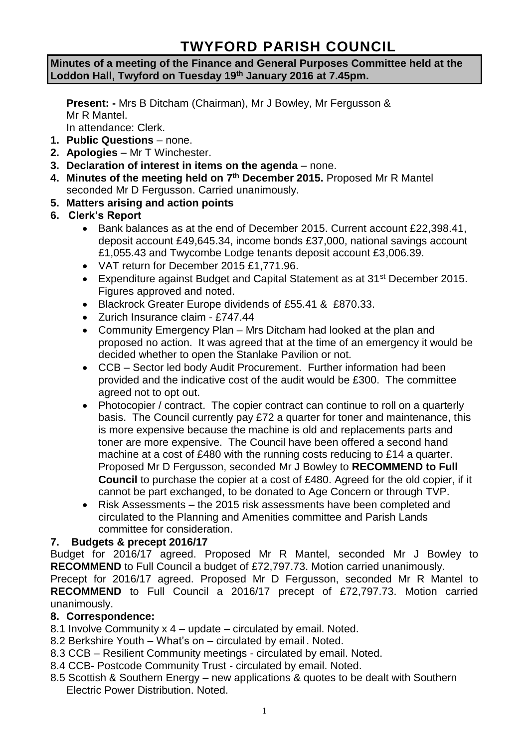# TWYFORD PARISH COUNCIL

**Minutes of a meeting of the Finance and General Purposes Committee held at the Loddon Hall, Twyford on Tuesday 19th January 2016 at 7.45pm.**

**Present: -** Mrs B Ditcham (Chairman), Mr J Bowley, Mr Fergusson & Mr R Mantel.
In attendance: Clerk.

1. **Public Questions** – none.
2. **Apologies** – Mr T Winchester.
3. **Declaration of interest in items on the agenda** – none.
4. **Minutes of the meeting held on 7th December 2015.** Proposed Mr R Mantel seconded Mr D Fergusson. Carried unanimously.
5. **Matters arising and action points**
6. **Clerk's Report**
   - Bank balances as at the end of December 2015. Current account £22,398.41, deposit account £49,645.34, income bonds £37,000, national savings account £1,055.43 and Twycombe Lodge tenants deposit account £3,006.39.
   - VAT return for December 2015 £1,771.96.
   - Expenditure against Budget and Capital Statement as at 31st December 2015. Figures approved and noted.
   - Blackrock Greater Europe dividends of £55.41 & £870.33.
   - Zurich Insurance claim - £747.44
   - Community Emergency Plan – Mrs Ditcham had looked at the plan and proposed no action. It was agreed that at the time of an emergency it would be decided whether to open the Stanlake Pavilion or not.
   - CCB – Sector led body Audit Procurement. Further information had been provided and the indicative cost of the audit would be £300. The committee agreed not to opt out.
   - Photocopier / contract. The copier contract can continue to roll on a quarterly basis. The Council currently pay £72 a quarter for toner and maintenance, this is more expensive because the machine is old and replacements parts and toner are more expensive. The Council have been offered a second hand machine at a cost of £480 with the running costs reducing to £14 a quarter. Proposed Mr D Fergusson, seconded Mr J Bowley to **RECOMMEND to Full Council** to purchase the copier at a cost of £480. Agreed for the old copier, if it cannot be part exchanged, to be donated to Age Concern or through TVP.
   - Risk Assessments – the 2015 risk assessments have been completed and circulated to the Planning and Amenities committee and Parish Lands committee for consideration.
7. **Budgets & precept 2016/17**

Budget for 2016/17 agreed. Proposed Mr R Mantel, seconded Mr J Bowley to **RECOMMEND** to Full Council a budget of £72,797.73. Motion carried unanimously.

Precept for 2016/17 agreed. Proposed Mr D Fergusson, seconded Mr R Mantel to **RECOMMEND** to Full Council a 2016/17 precept of £72,797.73. Motion carried unanimously.

8. **Correspondence:**

8.1 Involve Community x 4 – update – circulated by email. Noted.
8.2 Berkshire Youth – What's on – circulated by email. Noted.
8.3 CCB – Resilient Community meetings - circulated by email. Noted.
8.4 CCB- Postcode Community Trust - circulated by email. Noted.
8.5 Scottish & Southern Energy – new applications & quotes to be dealt with Southern Electric Power Distribution. Noted.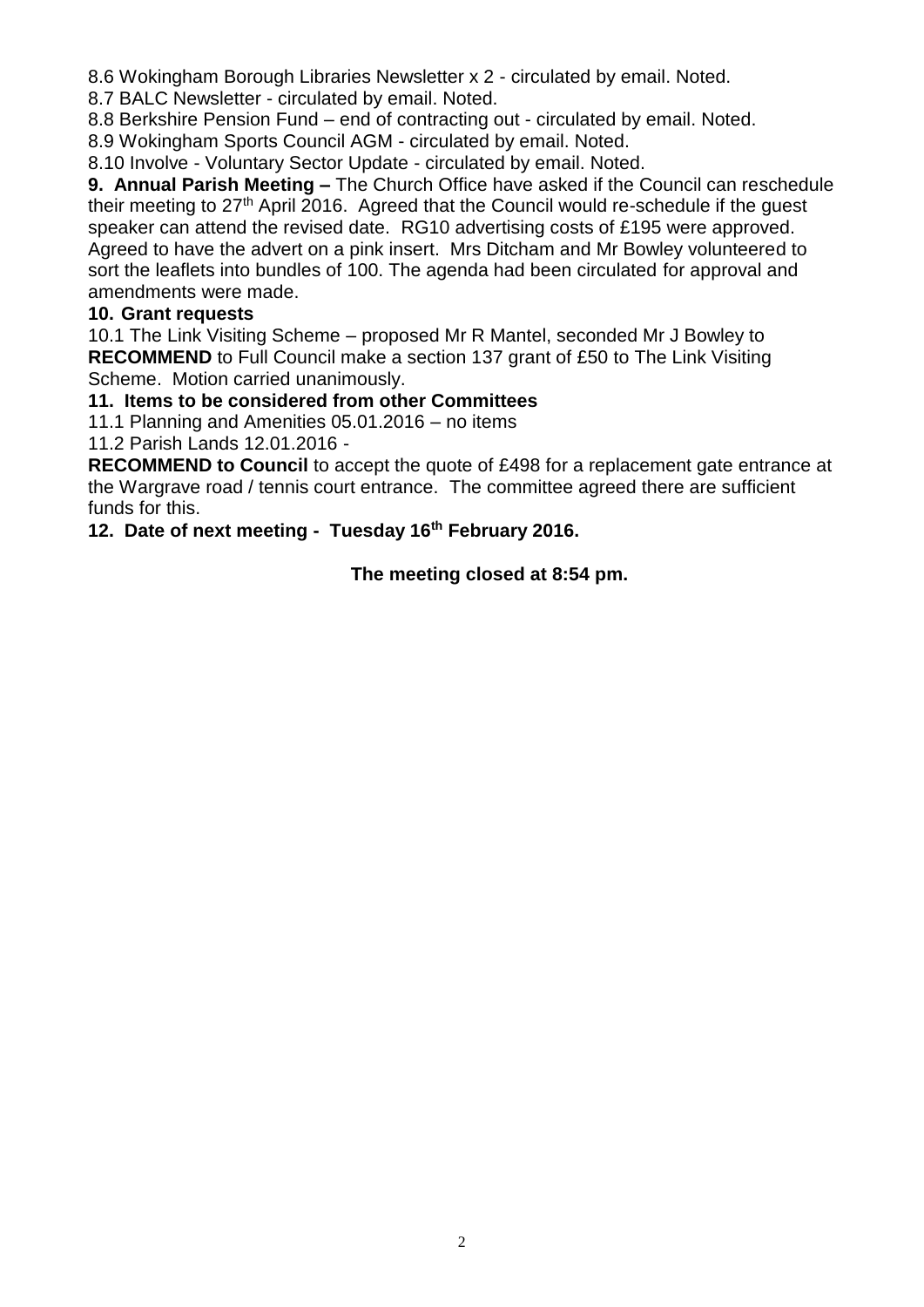8.6 Wokingham Borough Libraries Newsletter x 2 - circulated by email. Noted.
8.7 BALC Newsletter - circulated by email. Noted.
8.8 Berkshire Pension Fund – end of contracting out - circulated by email. Noted.
8.9 Wokingham Sports Council AGM - circulated by email. Noted.
8.10 Involve - Voluntary Sector Update - circulated by email. Noted.

**9. Annual Parish Meeting –** The Church Office have asked if the Council can reschedule their meeting to 27th April 2016. Agreed that the Council would re-schedule if the guest speaker can attend the revised date. RG10 advertising costs of £195 were approved. Agreed to have the advert on a pink insert. Mrs Ditcham and Mr Bowley volunteered to sort the leaflets into bundles of 100. The agenda had been circulated for approval and amendments were made.

**10. Grant requests**

10.1 The Link Visiting Scheme – proposed Mr R Mantel, seconded Mr J Bowley to **RECOMMEND** to Full Council make a section 137 grant of £50 to The Link Visiting Scheme. Motion carried unanimously.

**11. Items to be considered from other Committees**

11.1 Planning and Amenities 05.01.2016 – no items
11.2 Parish Lands 12.01.2016 -
**RECOMMEND to Council** to accept the quote of £498 for a replacement gate entrance at the Wargrave road / tennis court entrance. The committee agreed there are sufficient funds for this.

**12. Date of next meeting - Tuesday 16th February 2016.**

**The meeting closed at 8:54 pm.**